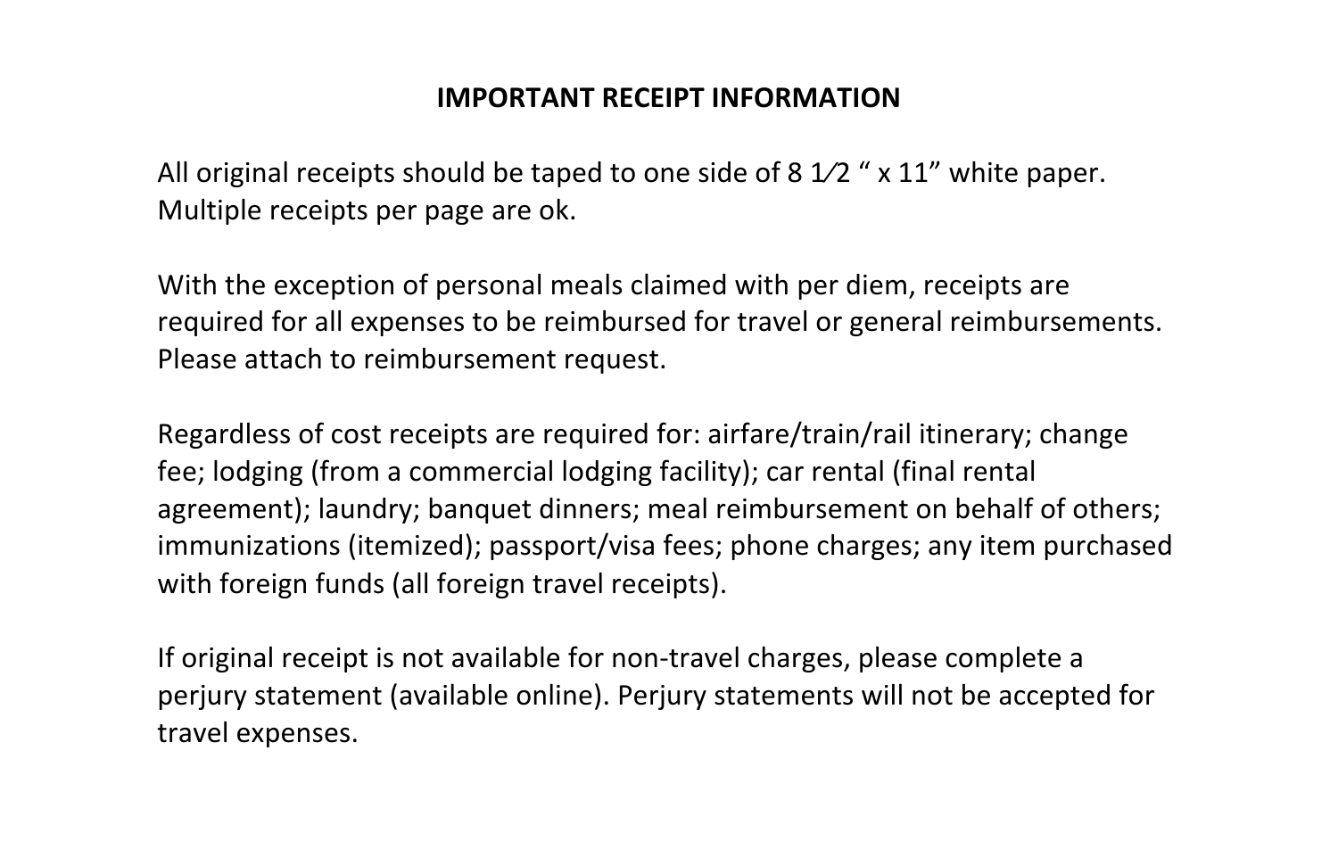# IMPORTANT RECEIPT INFORMATION

All original receipts should be taped to one side of 8 1⁄2 " x 11" white paper. Multiple receipts per page are ok.

With the exception of personal meals claimed with per diem, receipts are required for all expenses to be reimbursed for travel or general reimbursements. Please attach to reimbursement request.

Regardless of cost receipts are required for: airfare/train/rail itinerary; change fee; lodging (from a commercial lodging facility); car rental (final rental agreement); laundry; banquet dinners; meal reimbursement on behalf of others; immunizations (itemized); passport/visa fees; phone charges; any item purchased with foreign funds (all foreign travel receipts).

If original receipt is not available for non-travel charges, please complete a perjury statement (available online). Perjury statements will not be accepted for travel expenses.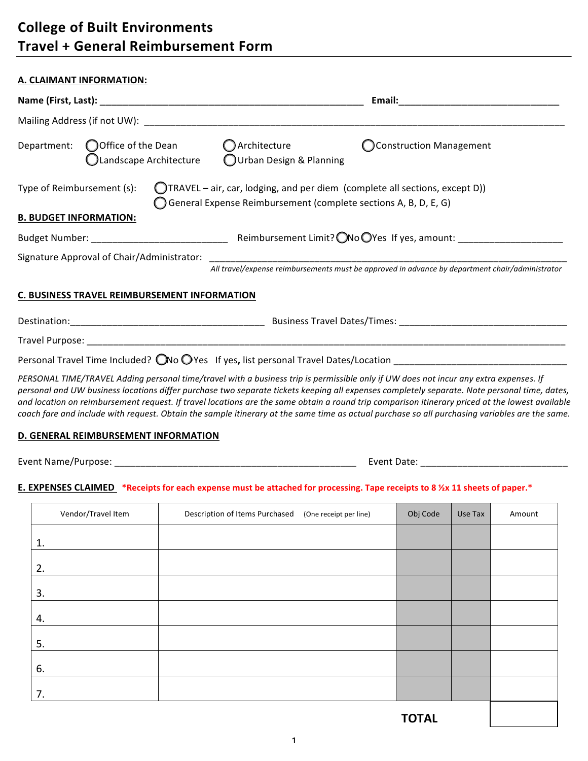# College of Built Environments
# Travel + General Reimbursement Form

**A. CLAIMANT INFORMATION:**

**Name (First, Last):** ___________________________________________________ **Email:**______________________________

Mailing Address (if not UW): ___________________________________________________________________________________

Department: ◯ Office of the Dean ◯ Architecture ◯ Construction Management
◯ Landscape Architecture ◯ Urban Design & Planning

Type of Reimbursement (s): ◯ TRAVEL – air, car, lodging, and per diem (complete all sections, except D))
◯ General Expense Reimbursement (complete sections A, B, D, E, G)

**B. BUDGET INFORMATION:**

Budget Number: __________________________ Reimbursement Limit? ◯ No ◯ Yes If yes, amount: ____________________

Signature Approval of Chair/Administrator: ________________________________________________________________________

*All travel/expense reimbursements must be approved in advance by department chair/administrator*

**C. BUSINESS TRAVEL REIMBURSEMENT INFORMATION**

Destination:_____________________________________ Business Travel Dates/Times: ________________________________

Travel Purpose: __________________________________________________________________________________________

Personal Travel Time Included? ◯ No ◯ Yes If yes, list personal Travel Dates/Location _________________________________

*PERSONAL TIME/TRAVEL Adding personal time/travel with a business trip is permissible only if UW does not incur any extra expenses. If personal and UW business locations differ purchase two separate tickets keeping all expenses completely separate. Note personal time, dates, and location on reimbursement request. If travel locations are the same obtain a round trip comparison itinerary priced at the lowest available coach fare and include with request. Obtain the sample itinerary at the same time as actual purchase so all purchasing variables are the same.*

**D. GENERAL REIMBURSEMENT INFORMATION**

Event Name/Purpose: _______________________________________________ Event Date: ____________________________

**E. EXPENSES CLAIMED** ***Receipts for each expense must be attached for processing. Tape receipts to 8 ½x 11 sheets of paper.***

| Vendor/Travel Item | Description of Items Purchased (One receipt per line) | Obj Code | Use Tax | Amount |
|---|---|---|---|---|
| 1. | | | | |
| 2. | | | | |
| 3. | | | | |
| 4. | | | | |
| 5. | | | | |
| 6. | | | | |
| 7. | | | | |
| | | **TOTAL** | | |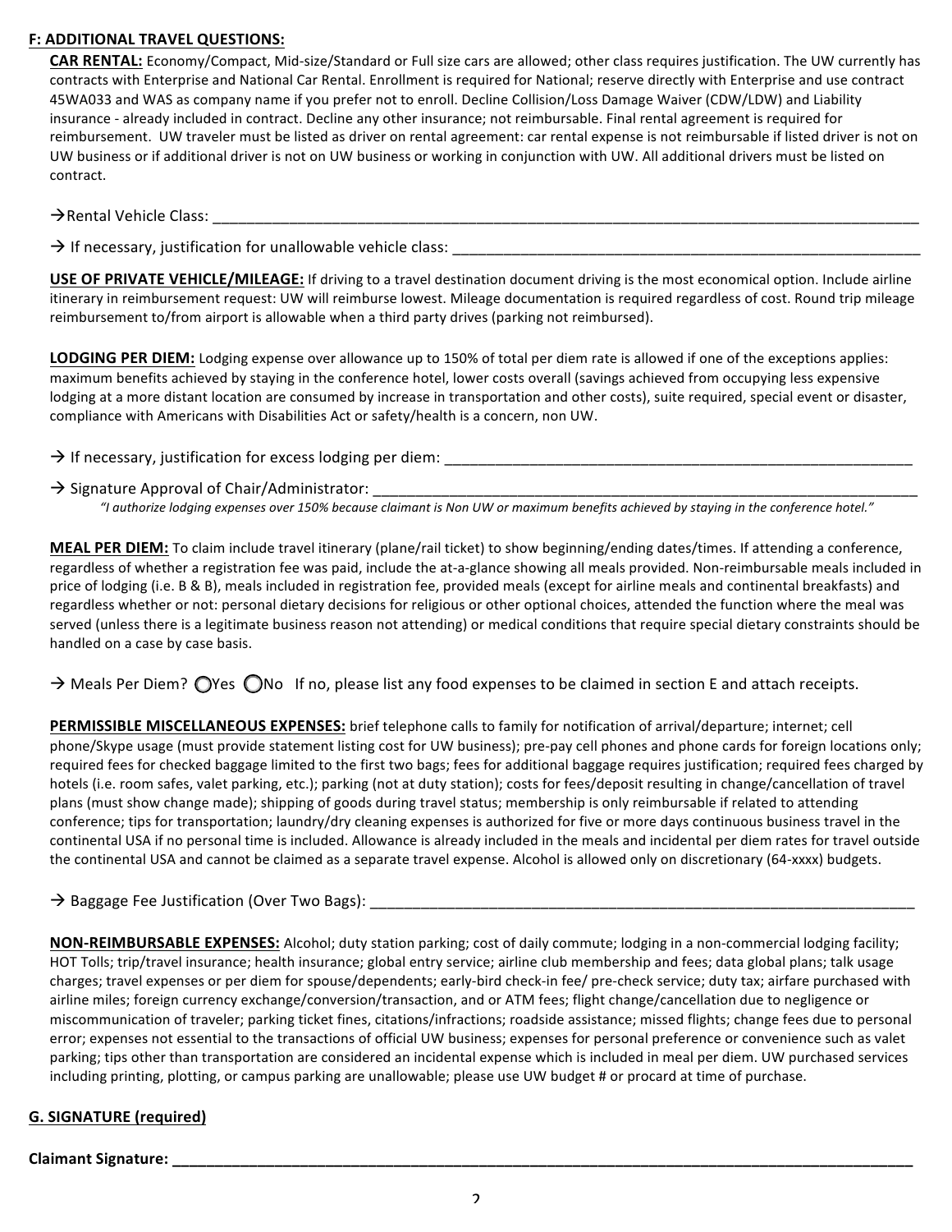## F: ADDITIONAL TRAVEL QUESTIONS:

**CAR RENTAL:** Economy/Compact, Mid-size/Standard or Full size cars are allowed; other class requires justification. The UW currently has contracts with Enterprise and National Car Rental. Enrollment is required for National; reserve directly with Enterprise and use contract 45WA033 and WAS as company name if you prefer not to enroll. Decline Collision/Loss Damage Waiver (CDW/LDW) and Liability insurance - already included in contract. Decline any other insurance; not reimbursable. Final rental agreement is required for reimbursement. UW traveler must be listed as driver on rental agreement: car rental expense is not reimbursable if listed driver is not on UW business or if additional driver is not on UW business or working in conjunction with UW. All additional drivers must be listed on contract.

→Rental Vehicle Class: ______________________________

→ If necessary, justification for unallowable vehicle class: ______________________________

**USE OF PRIVATE VEHICLE/MILEAGE:** If driving to a travel destination document driving is the most economical option. Include airline itinerary in reimbursement request: UW will reimburse lowest. Mileage documentation is required regardless of cost. Round trip mileage reimbursement to/from airport is allowable when a third party drives (parking not reimbursed).

**LODGING PER DIEM:** Lodging expense over allowance up to 150% of total per diem rate is allowed if one of the exceptions applies: maximum benefits achieved by staying in the conference hotel, lower costs overall (savings achieved from occupying less expensive lodging at a more distant location are consumed by increase in transportation and other costs), suite required, special event or disaster, compliance with Americans with Disabilities Act or safety/health is a concern, non UW.

→ If necessary, justification for excess lodging per diem: ______________________________

→ Signature Approval of Chair/Administrator: ______________________________

*"I authorize lodging expenses over 150% because claimant is Non UW or maximum benefits achieved by staying in the conference hotel."*

**MEAL PER DIEM:** To claim include travel itinerary (plane/rail ticket) to show beginning/ending dates/times. If attending a conference, regardless of whether a registration fee was paid, include the at-a-glance showing all meals provided. Non-reimbursable meals included in price of lodging (i.e. B & B), meals included in registration fee, provided meals (except for airline meals and continental breakfasts) and regardless whether or not: personal dietary decisions for religious or other optional choices, attended the function where the meal was served (unless there is a legitimate business reason not attending) or medical conditions that require special dietary constraints should be handled on a case by case basis.

→ Meals Per Diem? ◯Yes ◯No If no, please list any food expenses to be claimed in section E and attach receipts.

**PERMISSIBLE MISCELLANEOUS EXPENSES:** brief telephone calls to family for notification of arrival/departure; internet; cell phone/Skype usage (must provide statement listing cost for UW business); pre-pay cell phones and phone cards for foreign locations only; required fees for checked baggage limited to the first two bags; fees for additional baggage requires justification; required fees charged by hotels (i.e. room safes, valet parking, etc.); parking (not at duty station); costs for fees/deposit resulting in change/cancellation of travel plans (must show change made); shipping of goods during travel status; membership is only reimbursable if related to attending conference; tips for transportation; laundry/dry cleaning expenses is authorized for five or more days continuous business travel in the continental USA if no personal time is included. Allowance is already included in the meals and incidental per diem rates for travel outside the continental USA and cannot be claimed as a separate travel expense. Alcohol is allowed only on discretionary (64-xxxx) budgets.

→ Baggage Fee Justification (Over Two Bags): ______________________________

**NON-REIMBURSABLE EXPENSES:** Alcohol; duty station parking; cost of daily commute; lodging in a non-commercial lodging facility; HOT Tolls; trip/travel insurance; health insurance; global entry service; airline club membership and fees; data global plans; talk usage charges; travel expenses or per diem for spouse/dependents; early-bird check-in fee/ pre-check service; duty tax; airfare purchased with airline miles; foreign currency exchange/conversion/transaction, and or ATM fees; flight change/cancellation due to negligence or miscommunication of traveler; parking ticket fines, citations/infractions; roadside assistance; missed flights; change fees due to personal error; expenses not essential to the transactions of official UW business; expenses for personal preference or convenience such as valet parking; tips other than transportation are considered an incidental expense which is included in meal per diem. UW purchased services including printing, plotting, or campus parking are unallowable; please use UW budget # or procard at time of purchase.

## G. SIGNATURE (required)

**Claimant Signature: ______________________________**